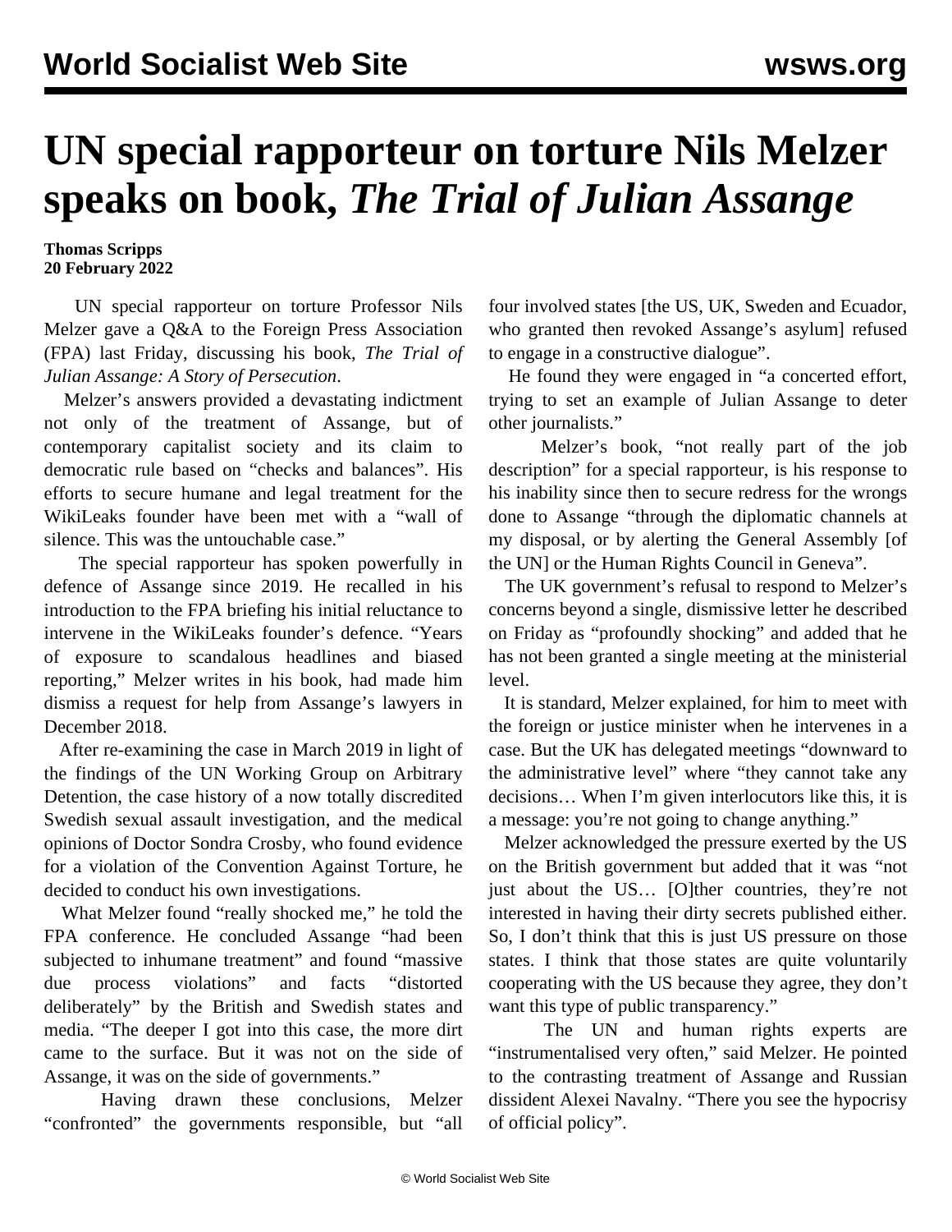# UN special rapporteur on torture Nils Melzer speaks on book, *The Trial of Julian Assange*

**Thomas Scripps**
**20 February 2022**

UN special rapporteur on torture Professor Nils Melzer gave a Q&A to the Foreign Press Association (FPA) last Friday, discussing his book, *The Trial of Julian Assange: A Story of Persecution*.

Melzer's answers provided a devastating indictment not only of the treatment of Assange, but of contemporary capitalist society and its claim to democratic rule based on "checks and balances". His efforts to secure humane and legal treatment for the WikiLeaks founder have been met with a "wall of silence. This was the untouchable case."

The special rapporteur has spoken powerfully in defence of Assange since 2019. He recalled in his introduction to the FPA briefing his initial reluctance to intervene in the WikiLeaks founder's defence. "Years of exposure to scandalous headlines and biased reporting," Melzer writes in his book, had made him dismiss a request for help from Assange's lawyers in December 2018.

After re-examining the case in March 2019 in light of the findings of the UN Working Group on Arbitrary Detention, the case history of a now totally discredited Swedish sexual assault investigation, and the medical opinions of Doctor Sondra Crosby, who found evidence for a violation of the Convention Against Torture, he decided to conduct his own investigations.

What Melzer found "really shocked me," he told the FPA conference. He concluded Assange "had been subjected to inhumane treatment" and found "massive due process violations" and facts "distorted deliberately" by the British and Swedish states and media. "The deeper I got into this case, the more dirt came to the surface. But it was not on the side of Assange, it was on the side of governments."

Having drawn these conclusions, Melzer "confronted" the governments responsible, but "all four involved states [the US, UK, Sweden and Ecuador, who granted then revoked Assange's asylum] refused to engage in a constructive dialogue".

He found they were engaged in "a concerted effort, trying to set an example of Julian Assange to deter other journalists."

Melzer's book, "not really part of the job description" for a special rapporteur, is his response to his inability since then to secure redress for the wrongs done to Assange "through the diplomatic channels at my disposal, or by alerting the General Assembly [of the UN] or the Human Rights Council in Geneva".

The UK government's refusal to respond to Melzer's concerns beyond a single, dismissive letter he described on Friday as "profoundly shocking" and added that he has not been granted a single meeting at the ministerial level.

It is standard, Melzer explained, for him to meet with the foreign or justice minister when he intervenes in a case. But the UK has delegated meetings "downward to the administrative level" where "they cannot take any decisions… When I'm given interlocutors like this, it is a message: you're not going to change anything."

Melzer acknowledged the pressure exerted by the US on the British government but added that it was "not just about the US… [O]ther countries, they're not interested in having their dirty secrets published either. So, I don't think that this is just US pressure on those states. I think that those states are quite voluntarily cooperating with the US because they agree, they don't want this type of public transparency."

The UN and human rights experts are "instrumentalised very often," said Melzer. He pointed to the contrasting treatment of Assange and Russian dissident Alexei Navalny. "There you see the hypocrisy of official policy".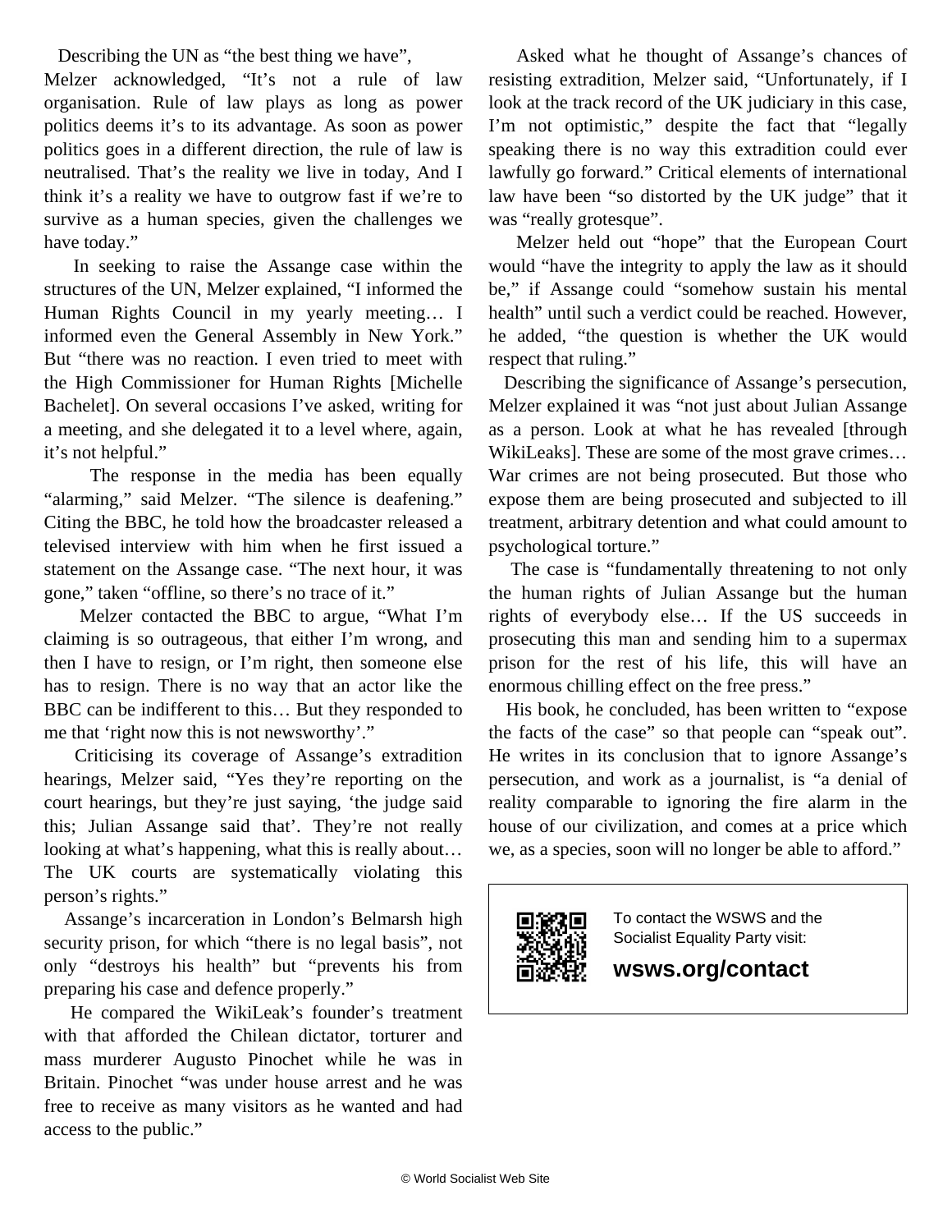Describing the UN as "the best thing we have", Melzer acknowledged, "It's not a rule of law organisation. Rule of law plays as long as power politics deems it's to its advantage. As soon as power politics goes in a different direction, the rule of law is neutralised. That's the reality we live in today, And I think it's a reality we have to outgrow fast if we're to survive as a human species, given the challenges we have today."

In seeking to raise the Assange case within the structures of the UN, Melzer explained, "I informed the Human Rights Council in my yearly meeting… I informed even the General Assembly in New York." But "there was no reaction. I even tried to meet with the High Commissioner for Human Rights [Michelle Bachelet]. On several occasions I've asked, writing for a meeting, and she delegated it to a level where, again, it's not helpful."

The response in the media has been equally "alarming," said Melzer. "The silence is deafening." Citing the BBC, he told how the broadcaster released a televised interview with him when he first issued a statement on the Assange case. "The next hour, it was gone," taken "offline, so there's no trace of it."

Melzer contacted the BBC to argue, "What I'm claiming is so outrageous, that either I'm wrong, and then I have to resign, or I'm right, then someone else has to resign. There is no way that an actor like the BBC can be indifferent to this… But they responded to me that 'right now this is not newsworthy'."

Criticising its coverage of Assange's extradition hearings, Melzer said, "Yes they're reporting on the court hearings, but they're just saying, 'the judge said this; Julian Assange said that'. They're not really looking at what's happening, what this is really about… The UK courts are systematically violating this person's rights."

Assange's incarceration in London's Belmarsh high security prison, for which "there is no legal basis", not only "destroys his health" but "prevents his from preparing his case and defence properly."

He compared the WikiLeak's founder's treatment with that afforded the Chilean dictator, torturer and mass murderer Augusto Pinochet while he was in Britain. Pinochet "was under house arrest and he was free to receive as many visitors as he wanted and had access to the public."

Asked what he thought of Assange's chances of resisting extradition, Melzer said, "Unfortunately, if I look at the track record of the UK judiciary in this case, I'm not optimistic," despite the fact that "legally speaking there is no way this extradition could ever lawfully go forward." Critical elements of international law have been "so distorted by the UK judge" that it was "really grotesque".

Melzer held out "hope" that the European Court would "have the integrity to apply the law as it should be," if Assange could "somehow sustain his mental health" until such a verdict could be reached. However, he added, "the question is whether the UK would respect that ruling."

Describing the significance of Assange's persecution, Melzer explained it was "not just about Julian Assange as a person. Look at what he has revealed [through WikiLeaks]. These are some of the most grave crimes… War crimes are not being prosecuted. But those who expose them are being prosecuted and subjected to ill treatment, arbitrary detention and what could amount to psychological torture."

The case is "fundamentally threatening to not only the human rights of Julian Assange but the human rights of everybody else… If the US succeeds in prosecuting this man and sending him to a supermax prison for the rest of his life, this will have an enormous chilling effect on the free press."

His book, he concluded, has been written to "expose the facts of the case" so that people can "speak out". He writes in its conclusion that to ignore Assange's persecution, and work as a journalist, is "a denial of reality comparable to ignoring the fire alarm in the house of our civilization, and comes at a price which we, as a species, soon will no longer be able to afford."

To contact the WSWS and the Socialist Equality Party visit:

**wsws.org/contact**